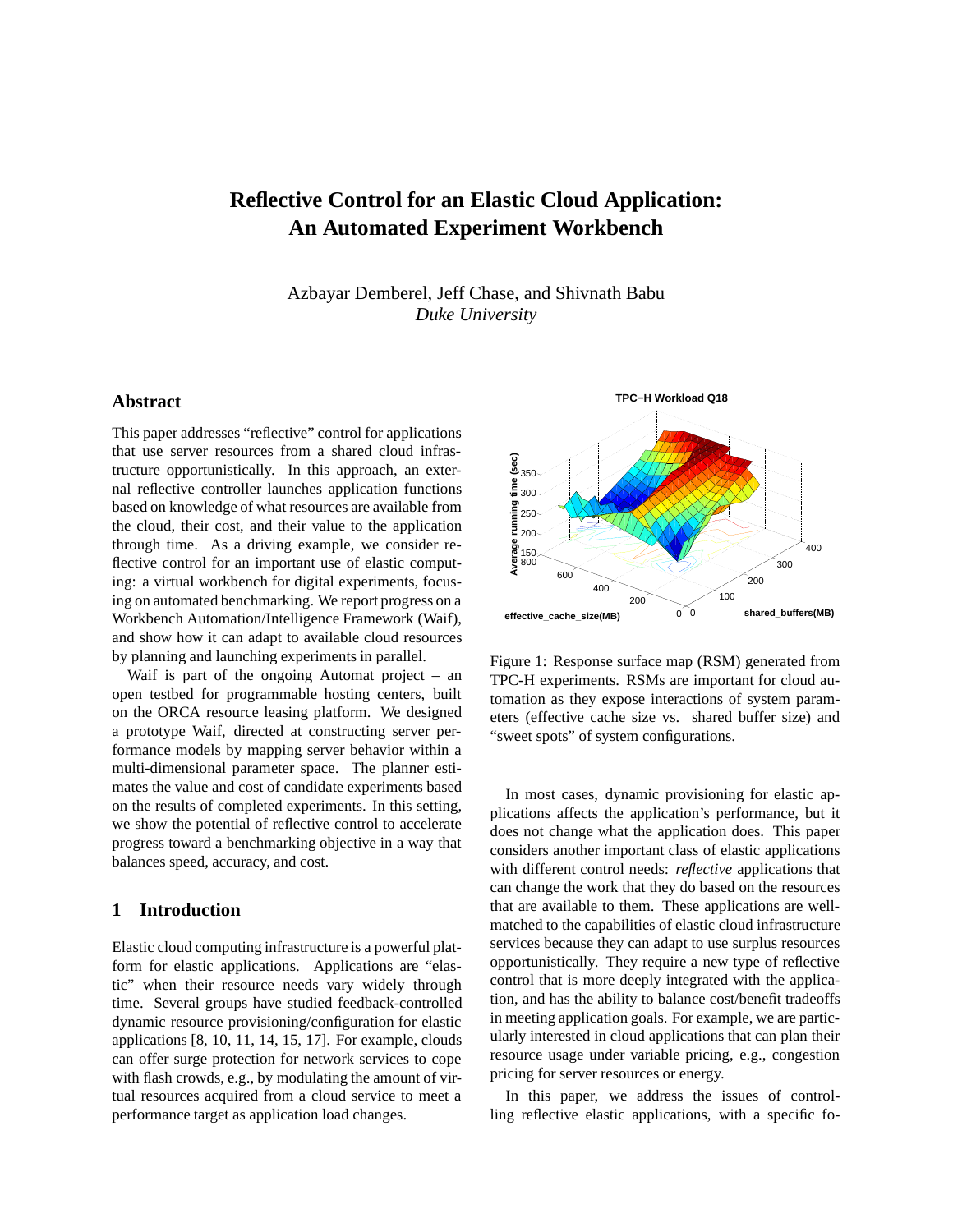# Reflective Control for an Elastic Cloud Application: An Automated Experiment Workbench

Azbayar Demberel, Jeff Chase, and Shivnath Babu
*Duke University*

## Abstract

This paper addresses "reflective" control for applications that use server resources from a shared cloud infrastructure opportunistically. In this approach, an external reflective controller launches application functions based on knowledge of what resources are available from the cloud, their cost, and their value to the application through time. As a driving example, we consider reflective control for an important use of elastic computing: a virtual workbench for digital experiments, focusing on automated benchmarking. We report progress on a Workbench Automation/Intelligence Framework (Waif), and show how it can adapt to available cloud resources by planning and launching experiments in parallel.

Waif is part of the ongoing Automat project – an open testbed for programmable hosting centers, built on the ORCA resource leasing platform. We designed a prototype Waif, directed at constructing server performance models by mapping server behavior within a multi-dimensional parameter space. The planner estimates the value and cost of candidate experiments based on the results of completed experiments. In this setting, we show the potential of reflective control to accelerate progress toward a benchmarking objective in a way that balances speed, accuracy, and cost.

## 1 Introduction

Elastic cloud computing infrastructure is a powerful platform for elastic applications. Applications are "elastic" when their resource needs vary widely through time. Several groups have studied feedback-controlled dynamic resource provisioning/configuration for elastic applications [8, 10, 11, 14, 15, 17]. For example, clouds can offer surge protection for network services to cope with flash crowds, e.g., by modulating the amount of virtual resources acquired from a cloud service to meet a performance target as application load changes.

Figure 1: Response surface map (RSM) generated from TPC-H experiments. RSMs are important for cloud automation as they expose interactions of system parameters (effective cache size vs. shared buffer size) and "sweet spots" of system configurations.

In most cases, dynamic provisioning for elastic applications affects the application's performance, but it does not change what the application does. This paper considers another important class of elastic applications with different control needs: *reflective* applications that can change the work that they do based on the resources that are available to them. These applications are well-matched to the capabilities of elastic cloud infrastructure services because they can adapt to use surplus resources opportunistically. They require a new type of reflective control that is more deeply integrated with the application, and has the ability to balance cost/benefit tradeoffs in meeting application goals. For example, we are particularly interested in cloud applications that can plan their resource usage under variable pricing, e.g., congestion pricing for server resources or energy.

In this paper, we address the issues of controlling reflective elastic applications, with a specific fo-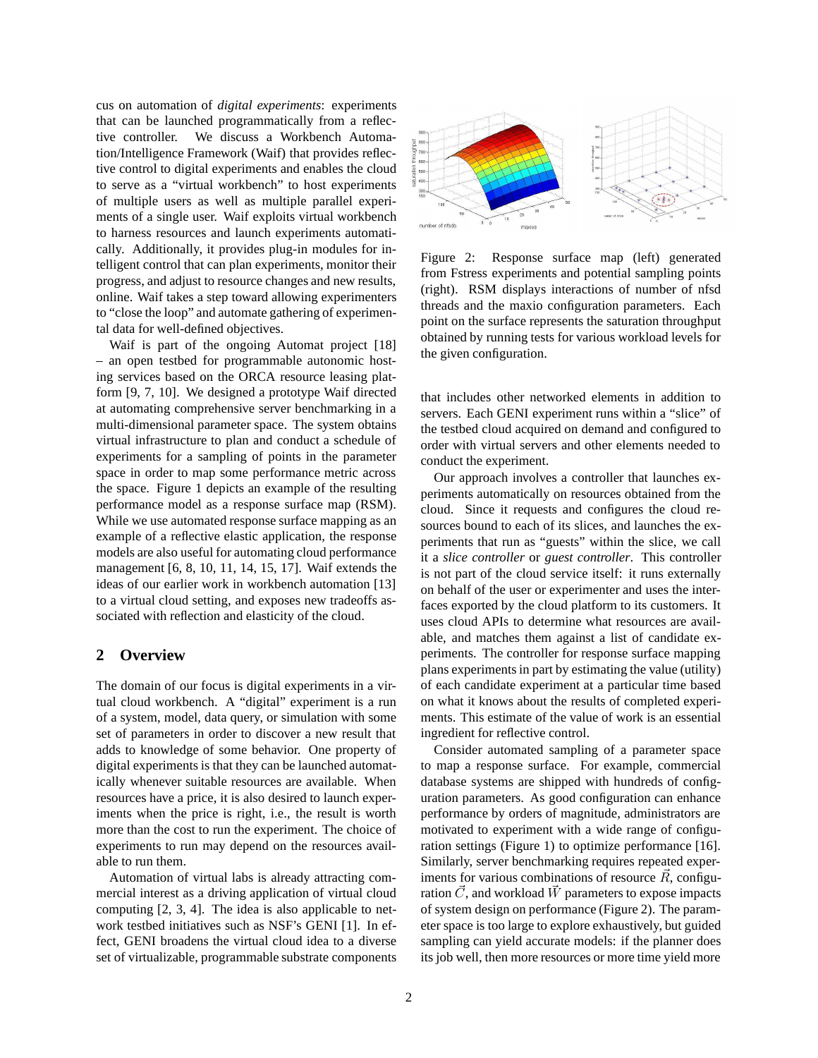cus on automation of *digital experiments*: experiments that can be launched programmatically from a reflective controller. We discuss a Workbench Automation/Intelligence Framework (Waif) that provides reflective control to digital experiments and enables the cloud to serve as a "virtual workbench" to host experiments of multiple users as well as multiple parallel experiments of a single user. Waif exploits virtual workbench to harness resources and launch experiments automatically. Additionally, it provides plug-in modules for intelligent control that can plan experiments, monitor their progress, and adjust to resource changes and new results, online. Waif takes a step toward allowing experimenters to "close the loop" and automate gathering of experimental data for well-defined objectives.

Waif is part of the ongoing Automat project [18] – an open testbed for programmable autonomic hosting services based on the ORCA resource leasing platform [9, 7, 10]. We designed a prototype Waif directed at automating comprehensive server benchmarking in a multi-dimensional parameter space. The system obtains virtual infrastructure to plan and conduct a schedule of experiments for a sampling of points in the parameter space in order to map some performance metric across the space. Figure 1 depicts an example of the resulting performance model as a response surface map (RSM). While we use automated response surface mapping as an example of a reflective elastic application, the response models are also useful for automating cloud performance management [6, 8, 10, 11, 14, 15, 17]. Waif extends the ideas of our earlier work in workbench automation [13] to a virtual cloud setting, and exposes new tradeoffs associated with reflection and elasticity of the cloud.

## 2 Overview

The domain of our focus is digital experiments in a virtual cloud workbench. A "digital" experiment is a run of a system, model, data query, or simulation with some set of parameters in order to discover a new result that adds to knowledge of some behavior. One property of digital experiments is that they can be launched automatically whenever suitable resources are available. When resources have a price, it is also desired to launch experiments when the price is right, i.e., the result is worth more than the cost to run the experiment. The choice of experiments to run may depend on the resources available to run them.

Automation of virtual labs is already attracting commercial interest as a driving application of virtual cloud computing [2, 3, 4]. The idea is also applicable to network testbed initiatives such as NSF's GENI [1]. In effect, GENI broadens the virtual cloud idea to a diverse set of virtualizable, programmable substrate components that includes other networked elements in addition to servers. Each GENI experiment runs within a "slice" of the testbed cloud acquired on demand and configured to order with virtual servers and other elements needed to conduct the experiment.

Figure 2: Response surface map (left) generated from Fstress experiments and potential sampling points (right). RSM displays interactions of number of nfsd threads and the maxio configuration parameters. Each point on the surface represents the saturation throughput obtained by running tests for various workload levels for the given configuration.

Our approach involves a controller that launches experiments automatically on resources obtained from the cloud. Since it requests and configures the cloud resources bound to each of its slices, and launches the experiments that run as "guests" within the slice, we call it a *slice controller* or *guest controller*. This controller is not part of the cloud service itself: it runs externally on behalf of the user or experimenter and uses the interfaces exported by the cloud platform to its customers. It uses cloud APIs to determine what resources are available, and matches them against a list of candidate experiments. The controller for response surface mapping plans experiments in part by estimating the value (utility) of each candidate experiment at a particular time based on what it knows about the results of completed experiments. This estimate of the value of work is an essential ingredient for reflective control.

Consider automated sampling of a parameter space to map a response surface. For example, commercial database systems are shipped with hundreds of configuration parameters. As good configuration can enhance performance by orders of magnitude, administrators are motivated to experiment with a wide range of configuration settings (Figure 1) to optimize performance [16]. Similarly, server benchmarking requires repeated experiments for various combinations of resource $\vec{R}$, configuration $\vec{C}$, and workload $\vec{W}$ parameters to expose impacts of system design on performance (Figure 2). The parameter space is too large to explore exhaustively, but guided sampling can yield accurate models: if the planner does its job well, then more resources or more time yield more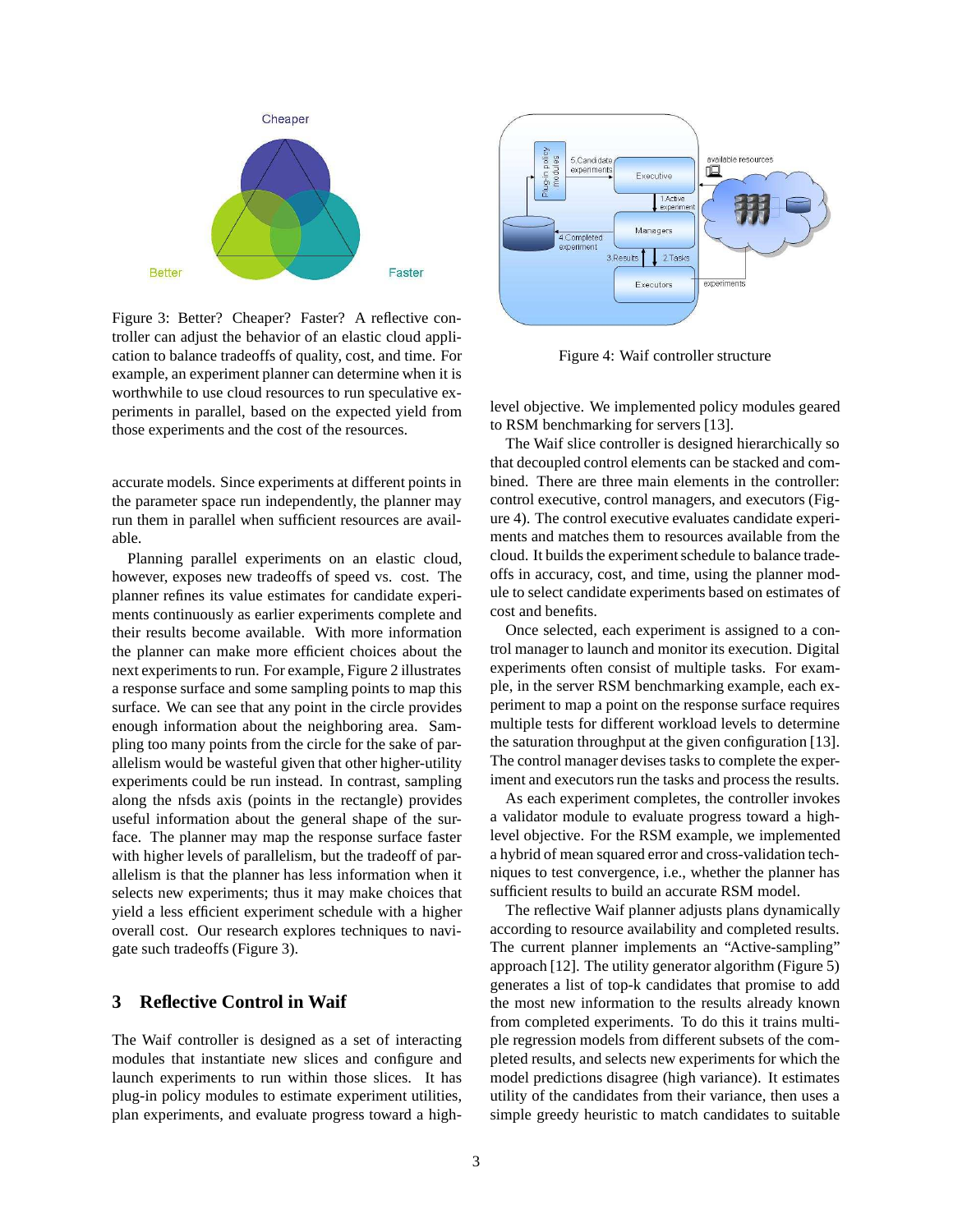Figure 3: Better? Cheaper? Faster? A reflective controller can adjust the behavior of an elastic cloud application to balance tradeoffs of quality, cost, and time. For example, an experiment planner can determine when it is worthwhile to use cloud resources to run speculative experiments in parallel, based on the expected yield from those experiments and the cost of the resources.

accurate models. Since experiments at different points in the parameter space run independently, the planner may run them in parallel when sufficient resources are available.

Planning parallel experiments on an elastic cloud, however, exposes new tradeoffs of speed vs. cost. The planner refines its value estimates for candidate experiments continuously as earlier experiments complete and their results become available. With more information the planner can make more efficient choices about the next experiments to run. For example, Figure 2 illustrates a response surface and some sampling points to map this surface. We can see that any point in the circle provides enough information about the neighboring area. Sampling too many points from the circle for the sake of parallelism would be wasteful given that other higher-utility experiments could be run instead. In contrast, sampling along the nfsds axis (points in the rectangle) provides useful information about the general shape of the surface. The planner may map the response surface faster with higher levels of parallelism, but the tradeoff of parallelism is that the planner has less information when it selects new experiments; thus it may make choices that yield a less efficient experiment schedule with a higher overall cost. Our research explores techniques to navigate such tradeoffs (Figure 3).

## 3 Reflective Control in Waif

The Waif controller is designed as a set of interacting modules that instantiate new slices and configure and launch experiments to run within those slices. It has plug-in policy modules to estimate experiment utilities, plan experiments, and evaluate progress toward a high-level objective. We implemented policy modules geared to RSM benchmarking for servers [13].

Figure 4: Waif controller structure

The Waif slice controller is designed hierarchically so that decoupled control elements can be stacked and combined. There are three main elements in the controller: control executive, control managers, and executors (Figure 4). The control executive evaluates candidate experiments and matches them to resources available from the cloud. It builds the experiment schedule to balance tradeoffs in accuracy, cost, and time, using the planner module to select candidate experiments based on estimates of cost and benefits.

Once selected, each experiment is assigned to a control manager to launch and monitor its execution. Digital experiments often consist of multiple tasks. For example, in the server RSM benchmarking example, each experiment to map a point on the response surface requires multiple tests for different workload levels to determine the saturation throughput at the given configuration [13]. The control manager devises tasks to complete the experiment and executors run the tasks and process the results.

As each experiment completes, the controller invokes a validator module to evaluate progress toward a high-level objective. For the RSM example, we implemented a hybrid of mean squared error and cross-validation techniques to test convergence, i.e., whether the planner has sufficient results to build an accurate RSM model.

The reflective Waif planner adjusts plans dynamically according to resource availability and completed results. The current planner implements an "Active-sampling" approach [12]. The utility generator algorithm (Figure 5) generates a list of top-k candidates that promise to add the most new information to the results already known from completed experiments. To do this it trains multiple regression models from different subsets of the completed results, and selects new experiments for which the model predictions disagree (high variance). It estimates utility of the candidates from their variance, then uses a simple greedy heuristic to match candidates to suitable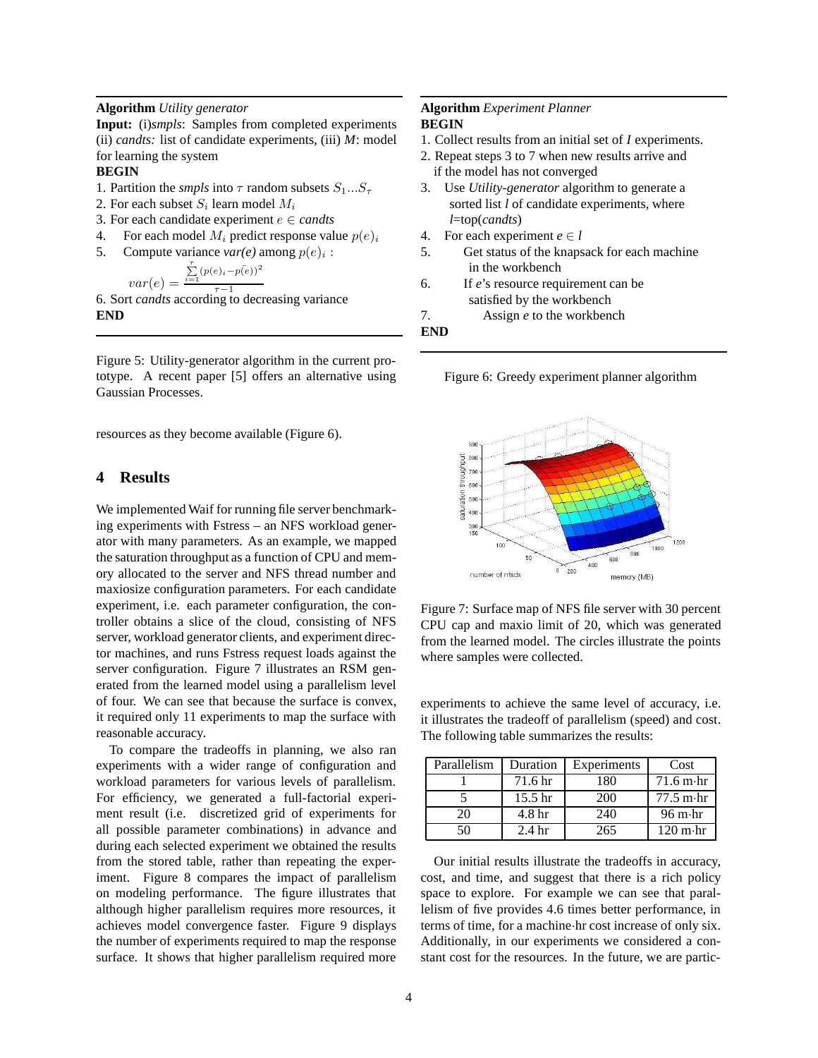**Algorithm** *Utility generator*
**Input:** (i)*smpls*: Samples from completed experiments (ii) *candts:* list of candidate experiments, (iii) *M*: model for learning the system
**BEGIN**
1. Partition the *smpls* into $\tau$ random subsets $S_1 ... S_\tau$
2. For each subset $S_i$ learn model $M_i$
3. For each candidate experiment $e \in$ *candts*
4. For each model $M_i$ predict response value $p(e)_i$
5. Compute variance *var(e)* among $p(e)_i$ :

$$var(e) = \frac{\sum_{i=1}^{\tau}(p(e)_i - \bar{p(e)})^2}{\tau - 1}$$

6. Sort *candts* according to decreasing variance
**END**

Figure 5: Utility-generator algorithm in the current prototype. A recent paper [5] offers an alternative using Gaussian Processes.

**Algorithm** *Experiment Planner*
**BEGIN**
1. Collect results from an initial set of *I* experiments.
2. Repeat steps 3 to 7 when new results arrive and if the model has not converged
3. Use *Utility-generator* algorithm to generate a sorted list *l* of candidate experiments, where *l*=top(*candts*)
4. For each experiment $e \in l$
5. Get status of the knapsack for each machine in the workbench
6. If *e*'s resource requirement can be satisfied by the workbench
7. Assign *e* to the workbench
**END**

Figure 6: Greedy experiment planner algorithm

resources as they become available (Figure 6).

## 4 Results

We implemented Waif for running file server benchmarking experiments with Fstress – an NFS workload generator with many parameters. As an example, we mapped the saturation throughput as a function of CPU and memory allocated to the server and NFS thread number and maxiosize configuration parameters. For each candidate experiment, i.e. each parameter configuration, the controller obtains a slice of the cloud, consisting of NFS server, workload generator clients, and experiment director machines, and runs Fstress request loads against the server configuration. Figure 7 illustrates an RSM generated from the learned model using a parallelism level of four. We can see that because the surface is convex, it required only 11 experiments to map the surface with reasonable accuracy.

Figure 7: Surface map of NFS file server with 30 percent CPU cap and maxio limit of 20, which was generated from the learned model. The circles illustrate the points where samples were collected.

To compare the tradeoffs in planning, we also ran experiments with a wider range of configuration and workload parameters for various levels of parallelism. For efficiency, we generated a full-factorial experiment result (i.e. discretized grid of experiments for all possible parameter combinations) in advance and during each selected experiment we obtained the results from the stored table, rather than repeating the experiment. Figure 8 compares the impact of parallelism on modeling performance. The figure illustrates that although higher parallelism requires more resources, it achieves model convergence faster. Figure 9 displays the number of experiments required to map the response surface. It shows that higher parallelism required more experiments to achieve the same level of accuracy, i.e. it illustrates the tradeoff of parallelism (speed) and cost. The following table summarizes the results:

| Parallelism | Duration | Experiments | Cost |
|---|---|---|---|
| 1 | 71.6 hr | 180 | 71.6 m·hr |
| 5 | 15.5 hr | 200 | 77.5 m·hr |
| 20 | 4.8 hr | 240 | 96 m·hr |
| 50 | 2.4 hr | 265 | 120 m·hr |

Our initial results illustrate the tradeoffs in accuracy, cost, and time, and suggest that there is a rich policy space to explore. For example we can see that parallelism of five provides 4.6 times better performance, in terms of time, for a machine·hr cost increase of only six. Additionally, in our experiments we considered a constant cost for the resources. In the future, we are partic-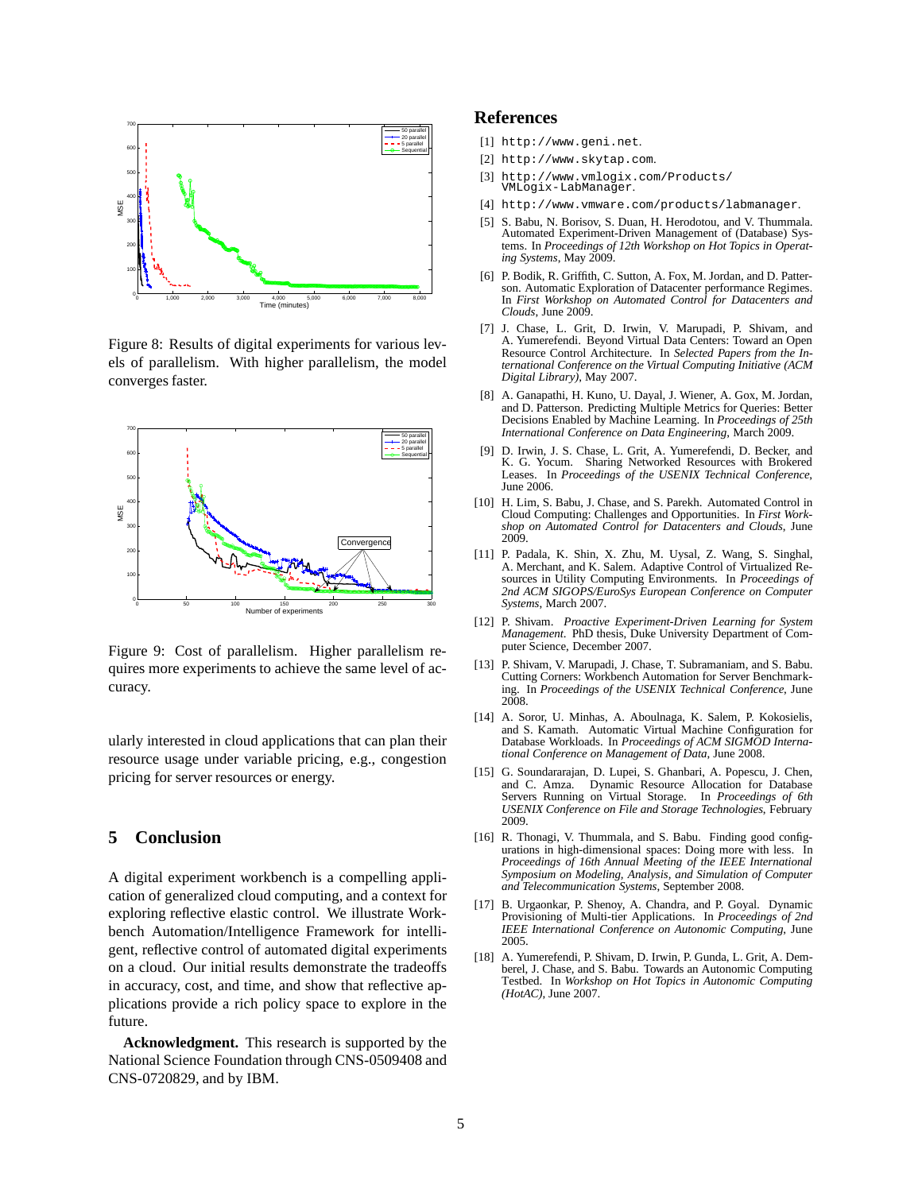700
600
500
400
300
200
100
0
MSE
0 1,000 2,000 3,000 4,000 5,000 6,000 7,000 8,000
Time (minutes)
50 parallel
20 parallel
5 parallel
Sequential

Figure 8: Results of digital experiments for various levels of parallelism. With higher parallelism, the model converges faster.

700
600
500
400
300
200
100
0
MSE
0 50 100 150 200 250 300
Number of experiments
50 parallel
20 parallel
5 parallel
Sequential
Convergence

Figure 9: Cost of parallelism. Higher parallelism requires more experiments to achieve the same level of accuracy.

ularly interested in cloud applications that can plan their resource usage under variable pricing, e.g., congestion pricing for server resources or energy.

## 5 Conclusion

A digital experiment workbench is a compelling application of generalized cloud computing, and a context for exploring reflective elastic control. We illustrate Workbench Automation/Intelligence Framework for intelligent, reflective control of automated digital experiments on a cloud. Our initial results demonstrate the tradeoffs in accuracy, cost, and time, and show that reflective applications provide a rich policy space to explore in the future.

**Acknowledgment.** This research is supported by the National Science Foundation through CNS-0509408 and CNS-0720829, and by IBM.

## References

[1] http://www.geni.net.

[2] http://www.skytap.com.

[3] http://www.vmlogix.com/Products/VMLogix-LabManager.

[4] http://www.vmware.com/products/labmanager.

[5] S. Babu, N. Borisov, S. Duan, H. Herodotou, and V. Thummala. Automated Experiment-Driven Management of (Database) Systems. In *Proceedings of 12th Workshop on Hot Topics in Operating Systems*, May 2009.

[6] P. Bodik, R. Griffith, C. Sutton, A. Fox, M. Jordan, and D. Patterson. Automatic Exploration of Datacenter performance Regimes. In *First Workshop on Automated Control for Datacenters and Clouds*, June 2009.

[7] J. Chase, L. Grit, D. Irwin, V. Marupadi, P. Shivam, and A. Yumerefendi. Beyond Virtual Data Centers: Toward an Open Resource Control Architecture. In *Selected Papers from the International Conference on the Virtual Computing Initiative (ACM Digital Library)*, May 2007.

[8] A. Ganapathi, H. Kuno, U. Dayal, J. Wiener, A. Gox, M. Jordan, and D. Patterson. Predicting Multiple Metrics for Queries: Better Decisions Enabled by Machine Learning. In *Proceedings of 25th International Conference on Data Engineering*, March 2009.

[9] D. Irwin, J. S. Chase, L. Grit, A. Yumerefendi, D. Becker, and K. G. Yocum. Sharing Networked Resources with Brokered Leases. In *Proceedings of the USENIX Technical Conference*, June 2006.

[10] H. Lim, S. Babu, J. Chase, and S. Parekh. Automated Control in Cloud Computing: Challenges and Opportunities. In *First Workshop on Automated Control for Datacenters and Clouds*, June 2009.

[11] P. Padala, K. Shin, X. Zhu, M. Uysal, Z. Wang, S. Singhal, A. Merchant, and K. Salem. Adaptive Control of Virtualized Resources in Utility Computing Environments. In *Proceedings of 2nd ACM SIGOPS/EuroSys European Conference on Computer Systems*, March 2007.

[12] P. Shivam. *Proactive Experiment-Driven Learning for System Management*. PhD thesis, Duke University Department of Computer Science, December 2007.

[13] P. Shivam, V. Marupadi, J. Chase, T. Subramaniam, and S. Babu. Cutting Corners: Workbench Automation for Server Benchmarking. In *Proceedings of the USENIX Technical Conference*, June 2008.

[14] A. Soror, U. Minhas, A. Aboulnaga, K. Salem, P. Kokosielis, and S. Kamath. Automatic Virtual Machine Configuration for Database Workloads. In *Proceedings of ACM SIGMOD International Conference on Management of Data*, June 2008.

[15] G. Soundararajan, D. Lupei, S. Ghanbari, A. Popescu, J. Chen, and C. Amza. Dynamic Resource Allocation for Database Servers Running on Virtual Storage. In *Proceedings of 6th USENIX Conference on File and Storage Technologies*, February 2009.

[16] R. Thonagi, V. Thummala, and S. Babu. Finding good configurations in high-dimensional spaces: Doing more with less. In *Proceedings of 16th Annual Meeting of the IEEE International Symposium on Modeling, Analysis, and Simulation of Computer and Telecommunication Systems*, September 2008.

[17] B. Urgaonkar, P. Shenoy, A. Chandra, and P. Goyal. Dynamic Provisioning of Multi-tier Applications. In *Proceedings of 2nd IEEE International Conference on Autonomic Computing*, June 2005.

[18] A. Yumerefendi, P. Shivam, D. Irwin, P. Gunda, L. Grit, A. Demberel, J. Chase, and S. Babu. Towards an Autonomic Computing Testbed. In *Workshop on Hot Topics in Autonomic Computing (HotAC)*, June 2007.